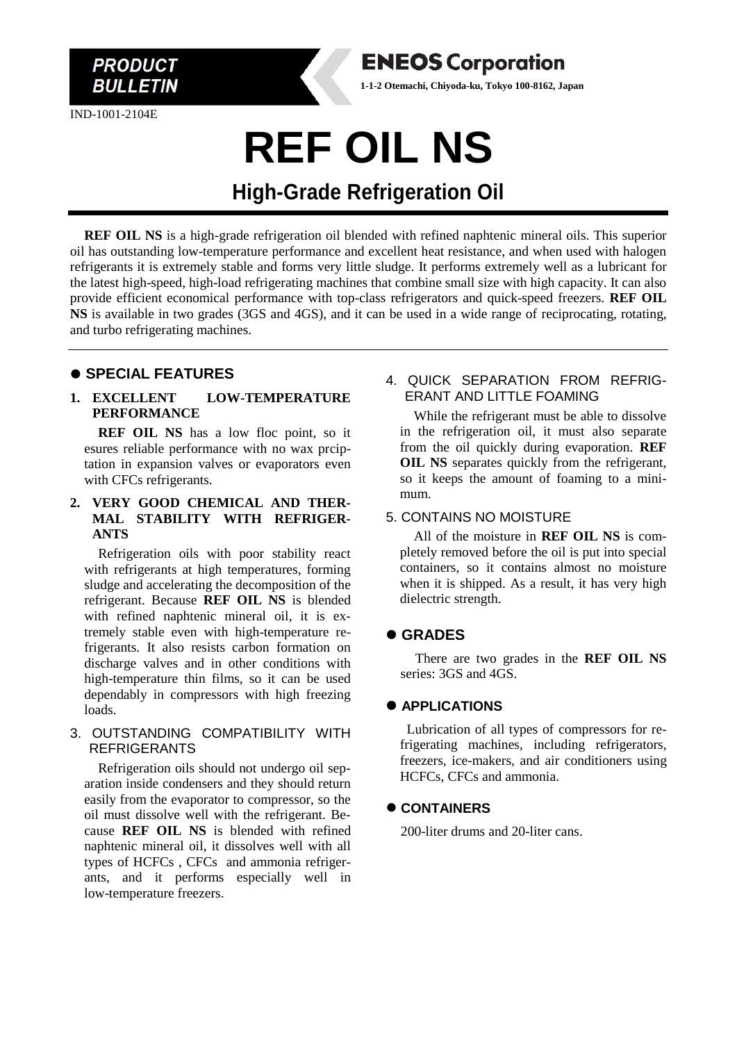PRODUCT BULLETIN

**ENEOS Corporation**

**1-1-2 Otemachi, Chiyoda-ku, Tokyo 100-8162, Japan**

IND-1001-2104E

# REF OIL NS

## High-Grade Refrigeration Oil

**REF OIL NS** is a high-grade refrigeration oil blended with refined naphtenic mineral oils. This superior oil has outstanding low-temperature performance and excellent heat resistance, and when used with halogen refrigerants it is extremely stable and forms very little sludge. It performs extremely well as a lubricant for the latest high-speed, high-load refrigerating machines that combine small size with high capacity. It can also provide efficient economical performance with top-class refrigerators and quick-speed freezers. **REF OIL NS** is available in two grades (3GS and 4GS), and it can be used in a wide range of reciprocating, rotating, and turbo refrigerating machines.

### ● SPECIAL FEATURES

**1. EXCELLENT LOW-TEMPERATURE PERFORMANCE**

**REF OIL NS** has a low floc point, so it esures reliable performance with no wax prcip-tation in expansion valves or evaporators even with CFCs refrigerants.

**2. VERY GOOD CHEMICAL AND THERMAL STABILITY WITH REFRIGERANTS**

Refrigeration oils with poor stability react with refrigerants at high temperatures, forming sludge and accelerating the decomposition of the refrigerant. Because **REF OIL NS** is blended with refined naphtenic mineral oil, it is extremely stable even with high-temperature refrigerants. It also resists carbon formation on discharge valves and in other conditions with high-temperature thin films, so it can be used dependably in compressors with high freezing loads.

3. OUTSTANDING COMPATIBILITY WITH REFRIGERANTS

Refrigeration oils should not undergo oil separation inside condensers and they should return easily from the evaporator to compressor, so the oil must dissolve well with the refrigerant. Because **REF OIL NS** is blended with refined naphtenic mineral oil, it dissolves well with all types of HCFCs , CFCs and ammonia refrigerants, and it performs especially well in low-temperature freezers.

4. QUICK SEPARATION FROM REFRIGERANT AND LITTLE FOAMING

While the refrigerant must be able to dissolve in the refrigeration oil, it must also separate from the oil quickly during evaporation. **REF OIL NS** separates quickly from the refrigerant, so it keeps the amount of foaming to a minimum.

5. CONTAINS NO MOISTURE

All of the moisture in **REF OIL NS** is completely removed before the oil is put into special containers, so it contains almost no moisture when it is shipped. As a result, it has very high dielectric strength.

### ● GRADES

There are two grades in the **REF OIL NS** series: 3GS and 4GS.

### ● APPLICATIONS

Lubrication of all types of compressors for refrigerating machines, including refrigerators, freezers, ice-makers, and air conditioners using HCFCs, CFCs and ammonia.

### ● CONTAINERS

200-liter drums and 20-liter cans.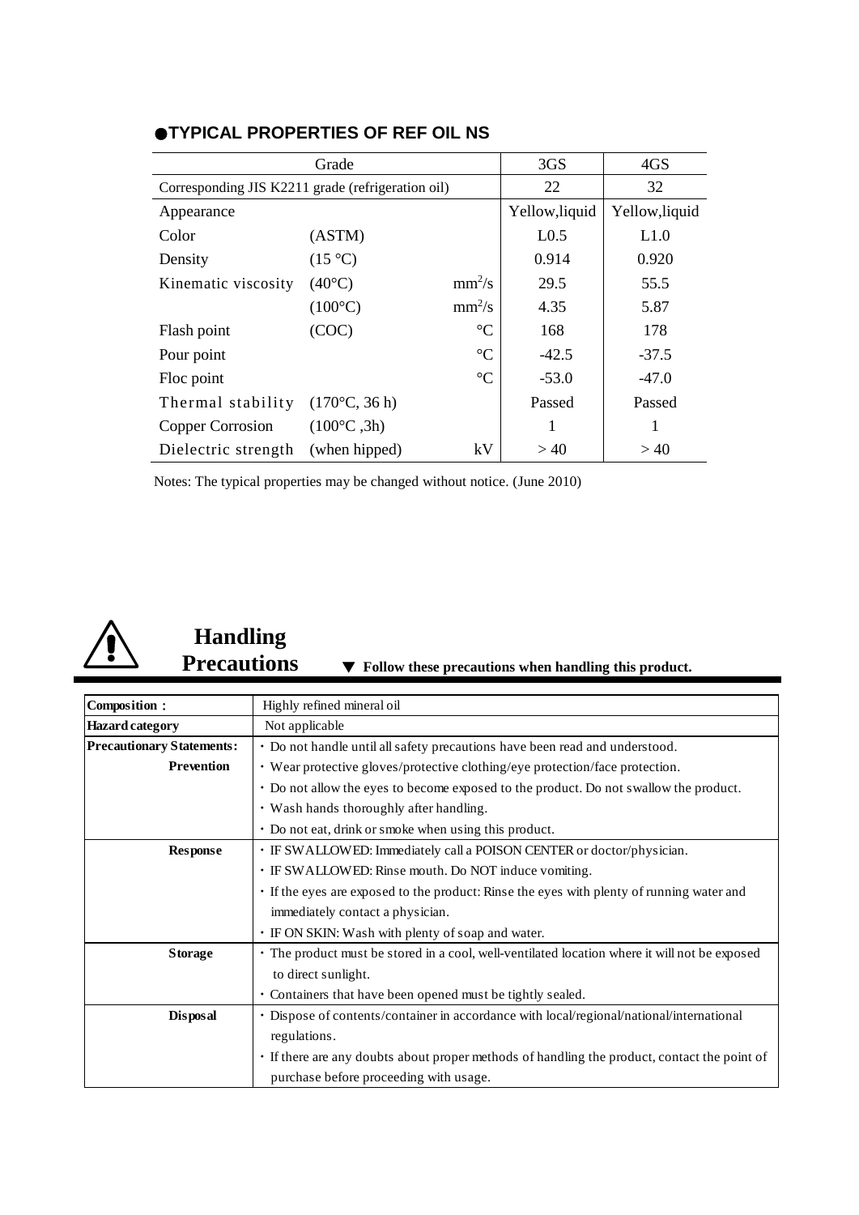## ●TYPICAL PROPERTIES OF REF OIL NS

| Grade | | | 3GS | 4GS |
|---|---|---|---|---|
| Corresponding JIS K2211 grade (refrigeration oil) | | | 22 | 32 |
| Appearance | | | Yellow,liquid | Yellow,liquid |
| Color | (ASTM) | | L0.5 | L1.0 |
| Density | (15 °C) | | 0.914 | 0.920 |
| Kinematic viscosity | (40°C) | $mm^2/s$ | 29.5 | 55.5 |
| | (100°C) | $mm^2/s$ | 4.35 | 5.87 |
| Flash point | (COC) | °C | 168 | 178 |
| Pour point | | °C | -42.5 | -37.5 |
| Floc point | | °C | -53.0 | -47.0 |
| Thermal stability | (170°C, 36 h) | | Passed | Passed |
| Copper Corrosion | (100°C ,3h) | | 1 | 1 |
| Dielectric strength | (when hipped) | kV | > 40 | > 40 |

Notes: The typical properties may be changed without notice. (June 2010)

## Handling Precautions

▼ **Follow these precautions when handling this product.**

| | |
|---|---|
| **Composition：** | Highly refined mineral oil |
| **Hazard category** | Not applicable |
| **Precautionary Statements:** **Prevention** | ・Do not handle until all safety precautions have been read and understood.<br>・Wear protective gloves/protective clothing/eye protection/face protection.<br>・Do not allow the eyes to become exposed to the product. Do not swallow the product.<br>・Wash hands thoroughly after handling.<br>・Do not eat, drink or smoke when using this product. |
| **Response** | ・IF SWALLOWED: Immediately call a POISON CENTER or doctor/physician.<br>・IF SWALLOWED: Rinse mouth. Do NOT induce vomiting.<br>・If the eyes are exposed to the product: Rinse the eyes with plenty of running water and immediately contact a physician.<br>・IF ON SKIN: Wash with plenty of soap and water. |
| **Storage** | ・The product must be stored in a cool, well-ventilated location where it will not be exposed to direct sunlight.<br>・Containers that have been opened must be tightly sealed. |
| **Disposal** | ・Dispose of contents/container in accordance with local/regional/national/international regulations.<br>・If there are any doubts about proper methods of handling the product, contact the point of purchase before proceeding with usage. |